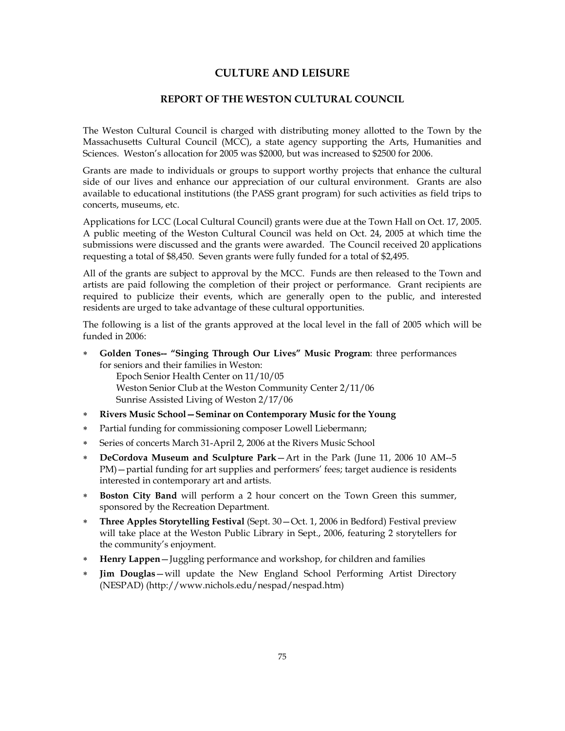# CULTURE AND LEISURE

## REPORT OF THE WESTON CULTURAL COUNCIL

The Weston Cultural Council is charged with distributing money allotted to the Town by the Massachusetts Cultural Council (MCC), a state agency supporting the Arts, Humanities and Sciences. Weston's allocation for 2005 was $2000, but was increased to $2500 for 2006.

Grants are made to individuals or groups to support worthy projects that enhance the cultural side of our lives and enhance our appreciation of our cultural environment. Grants are also available to educational institutions (the PASS grant program) for such activities as field trips to concerts, museums, etc.

Applications for LCC (Local Cultural Council) grants were due at the Town Hall on Oct. 17, 2005. A public meeting of the Weston Cultural Council was held on Oct. 24, 2005 at which time the submissions were discussed and the grants were awarded. The Council received 20 applications requesting a total of $8,450. Seven grants were fully funded for a total of $2,495.

All of the grants are subject to approval by the MCC. Funds are then released to the Town and artists are paid following the completion of their project or performance. Grant recipients are required to publicize their events, which are generally open to the public, and interested residents are urged to take advantage of these cultural opportunities.

The following is a list of the grants approved at the local level in the fall of 2005 which will be funded in 2006:

- **Golden Tones-- "Singing Through Our Lives" Music Program**: three performances for seniors and their families in Weston:
  - Epoch Senior Health Center on 11/10/05
  - Weston Senior Club at the Weston Community Center 2/11/06
  - Sunrise Assisted Living of Weston 2/17/06
- **Rivers Music School—Seminar on Contemporary Music for the Young**
- Partial funding for commissioning composer Lowell Liebermann;
- Series of concerts March 31-April 2, 2006 at the Rivers Music School
- **DeCordova Museum and Sculpture Park**—Art in the Park (June 11, 2006 10 AM--5 PM)—partial funding for art supplies and performers' fees; target audience is residents interested in contemporary art and artists.
- **Boston City Band** will perform a 2 hour concert on the Town Green this summer, sponsored by the Recreation Department.
- **Three Apples Storytelling Festival** (Sept. 30—Oct. 1, 2006 in Bedford) Festival preview will take place at the Weston Public Library in Sept., 2006, featuring 2 storytellers for the community's enjoyment.
- **Henry Lappen**—Juggling performance and workshop, for children and families
- **Jim Douglas**—will update the New England School Performing Artist Directory (NESPAD) (http://www.nichols.edu/nespad/nespad.htm)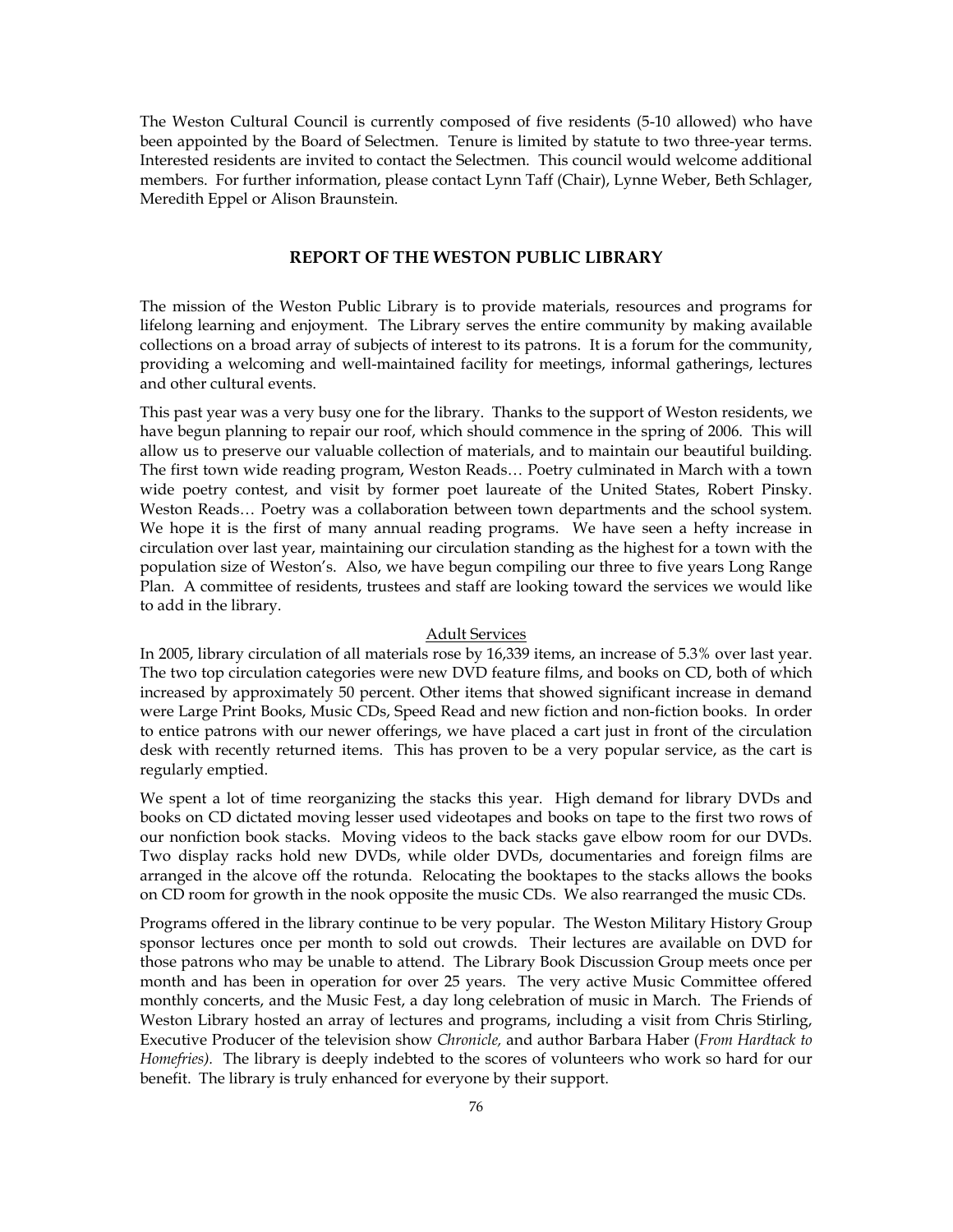The Weston Cultural Council is currently composed of five residents (5-10 allowed) who have been appointed by the Board of Selectmen. Tenure is limited by statute to two three-year terms. Interested residents are invited to contact the Selectmen. This council would welcome additional members. For further information, please contact Lynn Taff (Chair), Lynne Weber, Beth Schlager, Meredith Eppel or Alison Braunstein.

## REPORT OF THE WESTON PUBLIC LIBRARY

The mission of the Weston Public Library is to provide materials, resources and programs for lifelong learning and enjoyment. The Library serves the entire community by making available collections on a broad array of subjects of interest to its patrons. It is a forum for the community, providing a welcoming and well-maintained facility for meetings, informal gatherings, lectures and other cultural events.

This past year was a very busy one for the library. Thanks to the support of Weston residents, we have begun planning to repair our roof, which should commence in the spring of 2006. This will allow us to preserve our valuable collection of materials, and to maintain our beautiful building. The first town wide reading program, Weston Reads… Poetry culminated in March with a town wide poetry contest, and visit by former poet laureate of the United States, Robert Pinsky. Weston Reads… Poetry was a collaboration between town departments and the school system. We hope it is the first of many annual reading programs. We have seen a hefty increase in circulation over last year, maintaining our circulation standing as the highest for a town with the population size of Weston's. Also, we have begun compiling our three to five years Long Range Plan. A committee of residents, trustees and staff are looking toward the services we would like to add in the library.

### Adult Services

In 2005, library circulation of all materials rose by 16,339 items, an increase of 5.3% over last year. The two top circulation categories were new DVD feature films, and books on CD, both of which increased by approximately 50 percent. Other items that showed significant increase in demand were Large Print Books, Music CDs, Speed Read and new fiction and non-fiction books. In order to entice patrons with our newer offerings, we have placed a cart just in front of the circulation desk with recently returned items. This has proven to be a very popular service, as the cart is regularly emptied.

We spent a lot of time reorganizing the stacks this year. High demand for library DVDs and books on CD dictated moving lesser used videotapes and books on tape to the first two rows of our nonfiction book stacks. Moving videos to the back stacks gave elbow room for our DVDs. Two display racks hold new DVDs, while older DVDs, documentaries and foreign films are arranged in the alcove off the rotunda. Relocating the booktapes to the stacks allows the books on CD room for growth in the nook opposite the music CDs. We also rearranged the music CDs.

Programs offered in the library continue to be very popular. The Weston Military History Group sponsor lectures once per month to sold out crowds. Their lectures are available on DVD for those patrons who may be unable to attend. The Library Book Discussion Group meets once per month and has been in operation for over 25 years. The very active Music Committee offered monthly concerts, and the Music Fest, a day long celebration of music in March. The Friends of Weston Library hosted an array of lectures and programs, including a visit from Chris Stirling, Executive Producer of the television show *Chronicle,* and author Barbara Haber (*From Hardtack to Homefries).* The library is deeply indebted to the scores of volunteers who work so hard for our benefit. The library is truly enhanced for everyone by their support.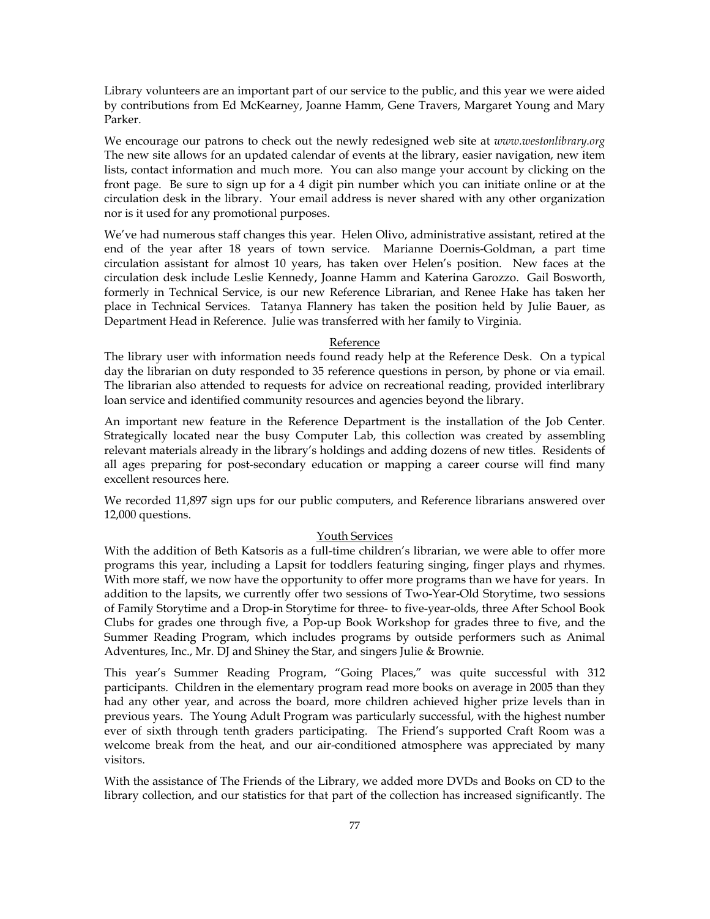Library volunteers are an important part of our service to the public, and this year we were aided by contributions from Ed McKearney, Joanne Hamm, Gene Travers, Margaret Young and Mary Parker.

We encourage our patrons to check out the newly redesigned web site at *www.westonlibrary.org* The new site allows for an updated calendar of events at the library, easier navigation, new item lists, contact information and much more. You can also mange your account by clicking on the front page. Be sure to sign up for a 4 digit pin number which you can initiate online or at the circulation desk in the library. Your email address is never shared with any other organization nor is it used for any promotional purposes.

We've had numerous staff changes this year. Helen Olivo, administrative assistant, retired at the end of the year after 18 years of town service. Marianne Doernis-Goldman, a part time circulation assistant for almost 10 years, has taken over Helen's position. New faces at the circulation desk include Leslie Kennedy, Joanne Hamm and Katerina Garozzo. Gail Bosworth, formerly in Technical Service, is our new Reference Librarian, and Renee Hake has taken her place in Technical Services. Tatanya Flannery has taken the position held by Julie Bauer, as Department Head in Reference. Julie was transferred with her family to Virginia.

## Reference

The library user with information needs found ready help at the Reference Desk. On a typical day the librarian on duty responded to 35 reference questions in person, by phone or via email. The librarian also attended to requests for advice on recreational reading, provided interlibrary loan service and identified community resources and agencies beyond the library.

An important new feature in the Reference Department is the installation of the Job Center. Strategically located near the busy Computer Lab, this collection was created by assembling relevant materials already in the library's holdings and adding dozens of new titles. Residents of all ages preparing for post-secondary education or mapping a career course will find many excellent resources here.

We recorded 11,897 sign ups for our public computers, and Reference librarians answered over 12,000 questions.

## Youth Services

With the addition of Beth Katsoris as a full-time children's librarian, we were able to offer more programs this year, including a Lapsit for toddlers featuring singing, finger plays and rhymes. With more staff, we now have the opportunity to offer more programs than we have for years. In addition to the lapsits, we currently offer two sessions of Two-Year-Old Storytime, two sessions of Family Storytime and a Drop-in Storytime for three- to five-year-olds, three After School Book Clubs for grades one through five, a Pop-up Book Workshop for grades three to five, and the Summer Reading Program, which includes programs by outside performers such as Animal Adventures, Inc., Mr. DJ and Shiney the Star, and singers Julie & Brownie.

This year's Summer Reading Program, "Going Places," was quite successful with 312 participants. Children in the elementary program read more books on average in 2005 than they had any other year, and across the board, more children achieved higher prize levels than in previous years. The Young Adult Program was particularly successful, with the highest number ever of sixth through tenth graders participating. The Friend's supported Craft Room was a welcome break from the heat, and our air-conditioned atmosphere was appreciated by many visitors.

With the assistance of The Friends of the Library, we added more DVDs and Books on CD to the library collection, and our statistics for that part of the collection has increased significantly. The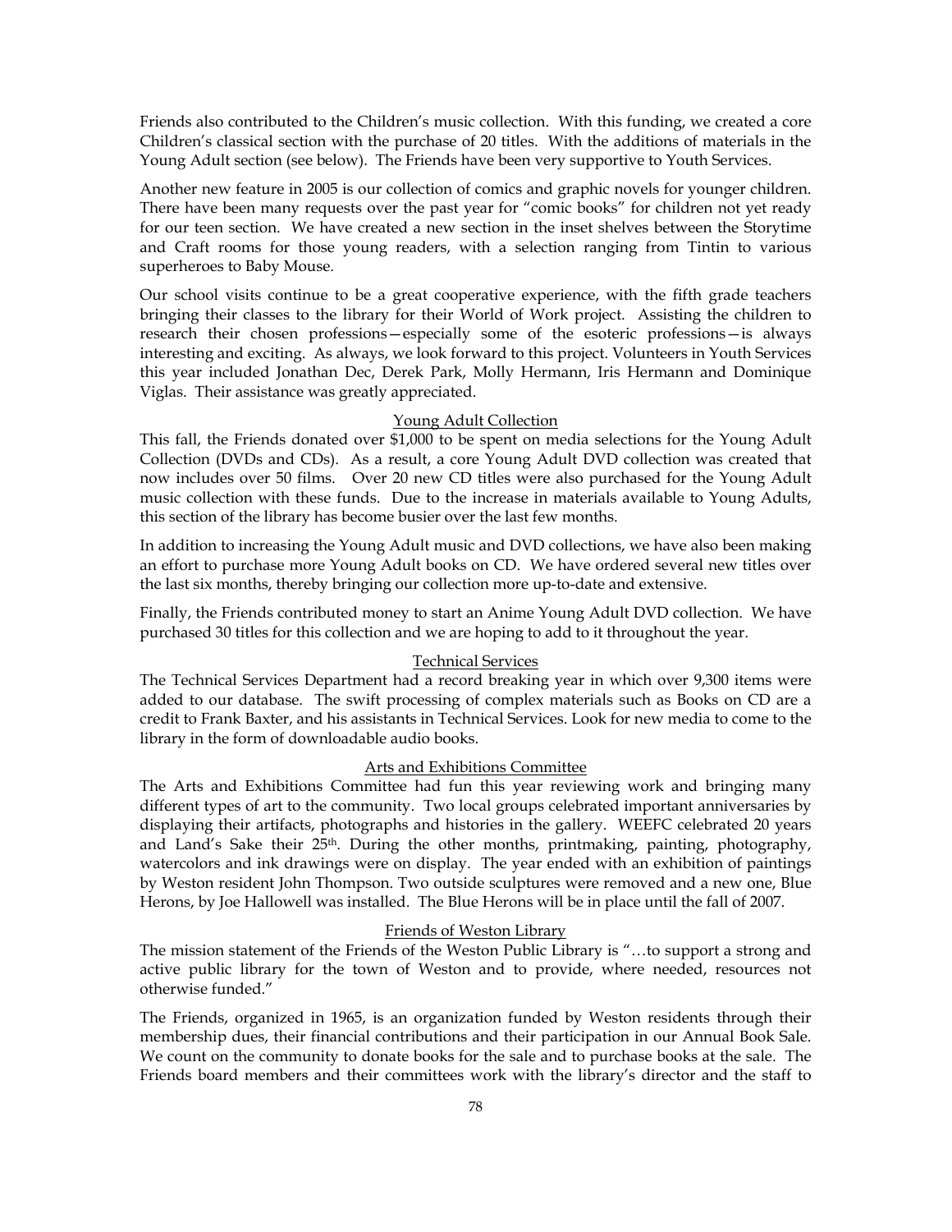Friends also contributed to the Children's music collection. With this funding, we created a core Children's classical section with the purchase of 20 titles. With the additions of materials in the Young Adult section (see below). The Friends have been very supportive to Youth Services.

Another new feature in 2005 is our collection of comics and graphic novels for younger children. There have been many requests over the past year for "comic books" for children not yet ready for our teen section. We have created a new section in the inset shelves between the Storytime and Craft rooms for those young readers, with a selection ranging from Tintin to various superheroes to Baby Mouse.

Our school visits continue to be a great cooperative experience, with the fifth grade teachers bringing their classes to the library for their World of Work project. Assisting the children to research their chosen professions—especially some of the esoteric professions—is always interesting and exciting. As always, we look forward to this project. Volunteers in Youth Services this year included Jonathan Dec, Derek Park, Molly Hermann, Iris Hermann and Dominique Viglas. Their assistance was greatly appreciated.

## Young Adult Collection

This fall, the Friends donated over $1,000 to be spent on media selections for the Young Adult Collection (DVDs and CDs). As a result, a core Young Adult DVD collection was created that now includes over 50 films. Over 20 new CD titles were also purchased for the Young Adult music collection with these funds. Due to the increase in materials available to Young Adults, this section of the library has become busier over the last few months.

In addition to increasing the Young Adult music and DVD collections, we have also been making an effort to purchase more Young Adult books on CD. We have ordered several new titles over the last six months, thereby bringing our collection more up-to-date and extensive.

Finally, the Friends contributed money to start an Anime Young Adult DVD collection. We have purchased 30 titles for this collection and we are hoping to add to it throughout the year.

## Technical Services

The Technical Services Department had a record breaking year in which over 9,300 items were added to our database. The swift processing of complex materials such as Books on CD are a credit to Frank Baxter, and his assistants in Technical Services. Look for new media to come to the library in the form of downloadable audio books.

## Arts and Exhibitions Committee

The Arts and Exhibitions Committee had fun this year reviewing work and bringing many different types of art to the community. Two local groups celebrated important anniversaries by displaying their artifacts, photographs and histories in the gallery. WEEFC celebrated 20 years and Land's Sake their 25th. During the other months, printmaking, painting, photography, watercolors and ink drawings were on display. The year ended with an exhibition of paintings by Weston resident John Thompson. Two outside sculptures were removed and a new one, Blue Herons, by Joe Hallowell was installed. The Blue Herons will be in place until the fall of 2007.

## Friends of Weston Library

The mission statement of the Friends of the Weston Public Library is "…to support a strong and active public library for the town of Weston and to provide, where needed, resources not otherwise funded."

The Friends, organized in 1965, is an organization funded by Weston residents through their membership dues, their financial contributions and their participation in our Annual Book Sale. We count on the community to donate books for the sale and to purchase books at the sale. The Friends board members and their committees work with the library's director and the staff to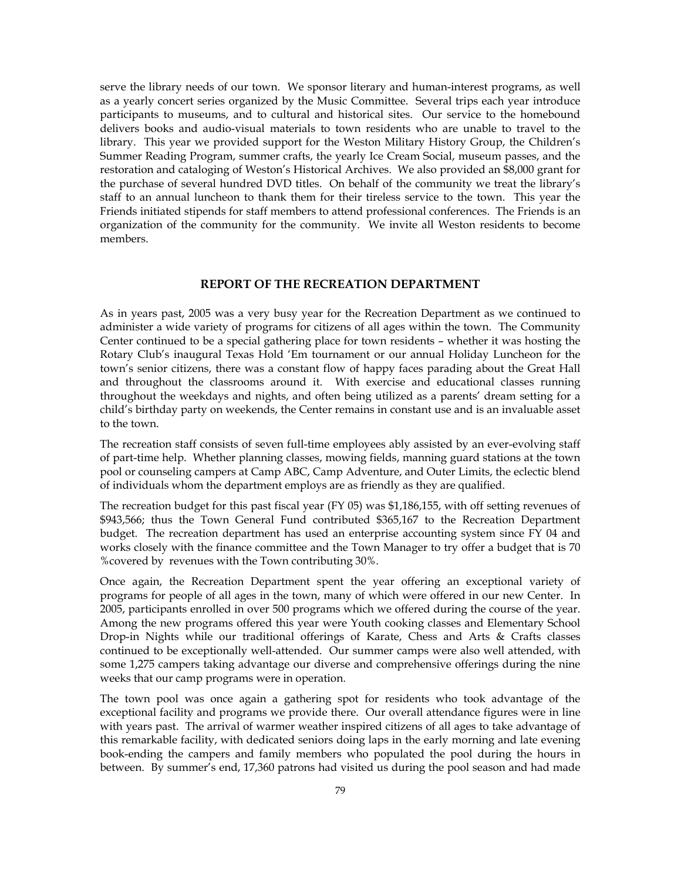serve the library needs of our town. We sponsor literary and human-interest programs, as well as a yearly concert series organized by the Music Committee. Several trips each year introduce participants to museums, and to cultural and historical sites. Our service to the homebound delivers books and audio-visual materials to town residents who are unable to travel to the library. This year we provided support for the Weston Military History Group, the Children's Summer Reading Program, summer crafts, the yearly Ice Cream Social, museum passes, and the restoration and cataloging of Weston's Historical Archives. We also provided an $8,000 grant for the purchase of several hundred DVD titles. On behalf of the community we treat the library's staff to an annual luncheon to thank them for their tireless service to the town. This year the Friends initiated stipends for staff members to attend professional conferences. The Friends is an organization of the community for the community. We invite all Weston residents to become members.

## REPORT OF THE RECREATION DEPARTMENT

As in years past, 2005 was a very busy year for the Recreation Department as we continued to administer a wide variety of programs for citizens of all ages within the town. The Community Center continued to be a special gathering place for town residents – whether it was hosting the Rotary Club's inaugural Texas Hold 'Em tournament or our annual Holiday Luncheon for the town's senior citizens, there was a constant flow of happy faces parading about the Great Hall and throughout the classrooms around it. With exercise and educational classes running throughout the weekdays and nights, and often being utilized as a parents' dream setting for a child's birthday party on weekends, the Center remains in constant use and is an invaluable asset to the town.

The recreation staff consists of seven full-time employees ably assisted by an ever-evolving staff of part-time help. Whether planning classes, mowing fields, manning guard stations at the town pool or counseling campers at Camp ABC, Camp Adventure, and Outer Limits, the eclectic blend of individuals whom the department employs are as friendly as they are qualified.

The recreation budget for this past fiscal year (FY 05) was $1,186,155, with off setting revenues of $943,566; thus the Town General Fund contributed $365,167 to the Recreation Department budget. The recreation department has used an enterprise accounting system since FY 04 and works closely with the finance committee and the Town Manager to try offer a budget that is 70 %covered by revenues with the Town contributing 30%.

Once again, the Recreation Department spent the year offering an exceptional variety of programs for people of all ages in the town, many of which were offered in our new Center. In 2005, participants enrolled in over 500 programs which we offered during the course of the year. Among the new programs offered this year were Youth cooking classes and Elementary School Drop-in Nights while our traditional offerings of Karate, Chess and Arts & Crafts classes continued to be exceptionally well-attended. Our summer camps were also well attended, with some 1,275 campers taking advantage our diverse and comprehensive offerings during the nine weeks that our camp programs were in operation.

The town pool was once again a gathering spot for residents who took advantage of the exceptional facility and programs we provide there. Our overall attendance figures were in line with years past. The arrival of warmer weather inspired citizens of all ages to take advantage of this remarkable facility, with dedicated seniors doing laps in the early morning and late evening book-ending the campers and family members who populated the pool during the hours in between. By summer's end, 17,360 patrons had visited us during the pool season and had made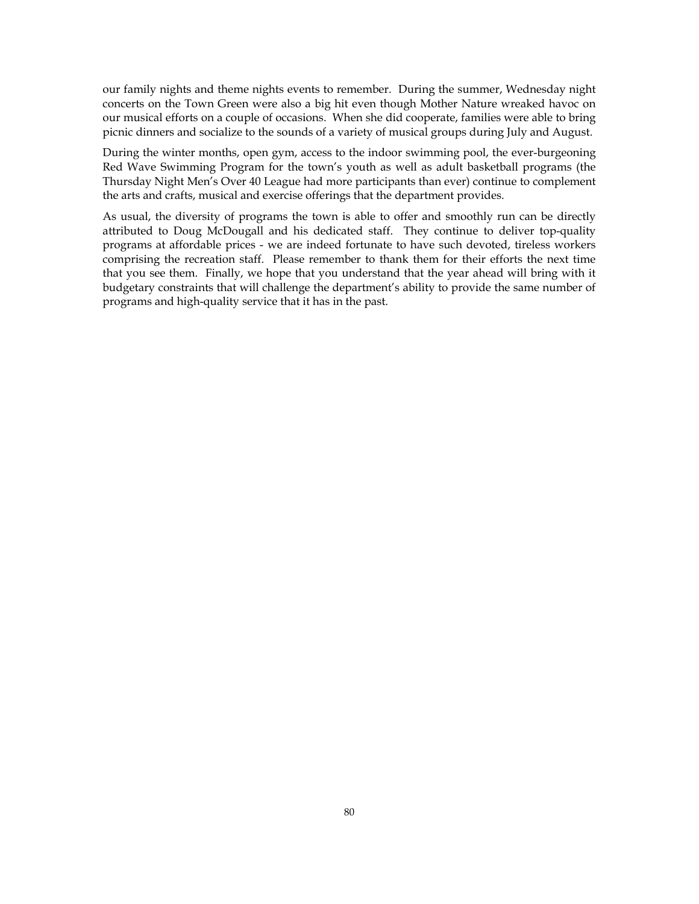our family nights and theme nights events to remember. During the summer, Wednesday night concerts on the Town Green were also a big hit even though Mother Nature wreaked havoc on our musical efforts on a couple of occasions. When she did cooperate, families were able to bring picnic dinners and socialize to the sounds of a variety of musical groups during July and August.

During the winter months, open gym, access to the indoor swimming pool, the ever-burgeoning Red Wave Swimming Program for the town's youth as well as adult basketball programs (the Thursday Night Men's Over 40 League had more participants than ever) continue to complement the arts and crafts, musical and exercise offerings that the department provides.

As usual, the diversity of programs the town is able to offer and smoothly run can be directly attributed to Doug McDougall and his dedicated staff. They continue to deliver top-quality programs at affordable prices - we are indeed fortunate to have such devoted, tireless workers comprising the recreation staff. Please remember to thank them for their efforts the next time that you see them. Finally, we hope that you understand that the year ahead will bring with it budgetary constraints that will challenge the department's ability to provide the same number of programs and high-quality service that it has in the past.